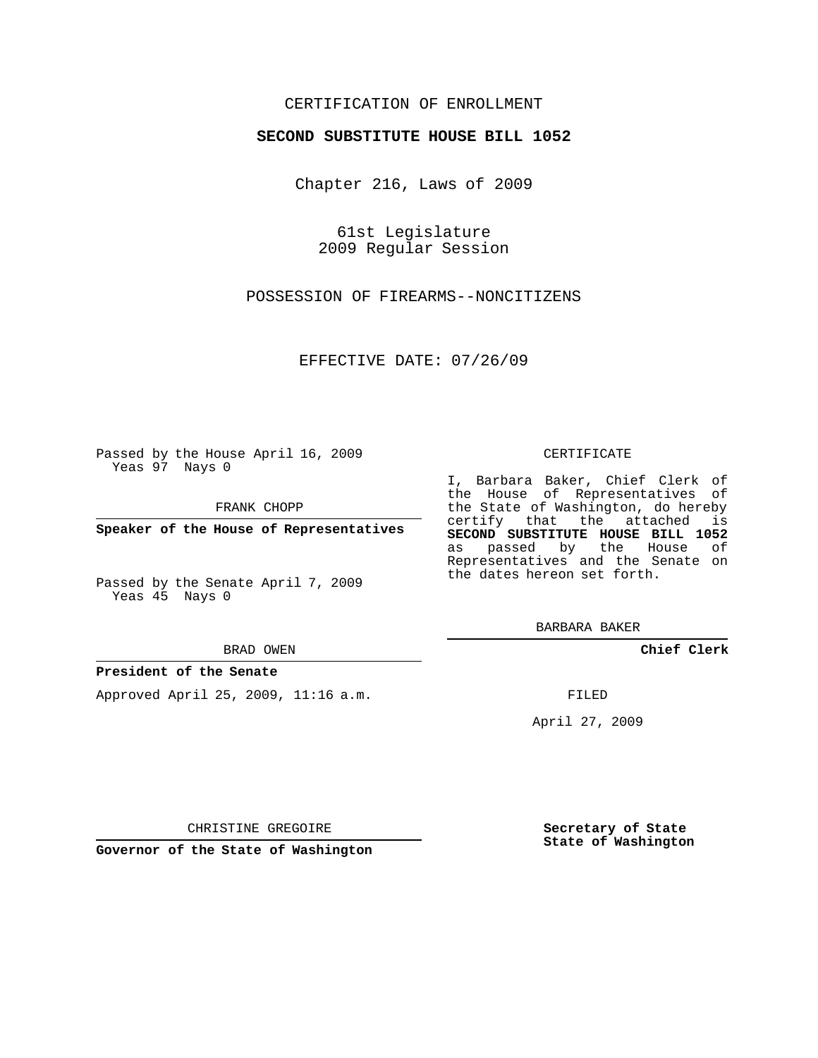CERTIFICATION OF ENROLLMENT

**SECOND SUBSTITUTE HOUSE BILL 1052**

Chapter 216, Laws of 2009

61st Legislature
2009 Regular Session

POSSESSION OF FIREARMS--NONCITIZENS

EFFECTIVE DATE: 07/26/09

Passed by the House April 16, 2009
Yeas 97 Nays 0

FRANK CHOPP

**Speaker of the House of Representatives**

Passed by the Senate April 7, 2009
Yeas 45 Nays 0

BRAD OWEN

**President of the Senate**

Approved April 25, 2009, 11:16 a.m.

CHRISTINE GREGOIRE

**Governor of the State of Washington**

CERTIFICATE

I, Barbara Baker, Chief Clerk of the House of Representatives of the State of Washington, do hereby certify that the attached is **SECOND SUBSTITUTE HOUSE BILL 1052** as passed by the House of Representatives and the Senate on the dates hereon set forth.

BARBARA BAKER

**Chief Clerk**

FILED

April 27, 2009

**Secretary of State**
**State of Washington**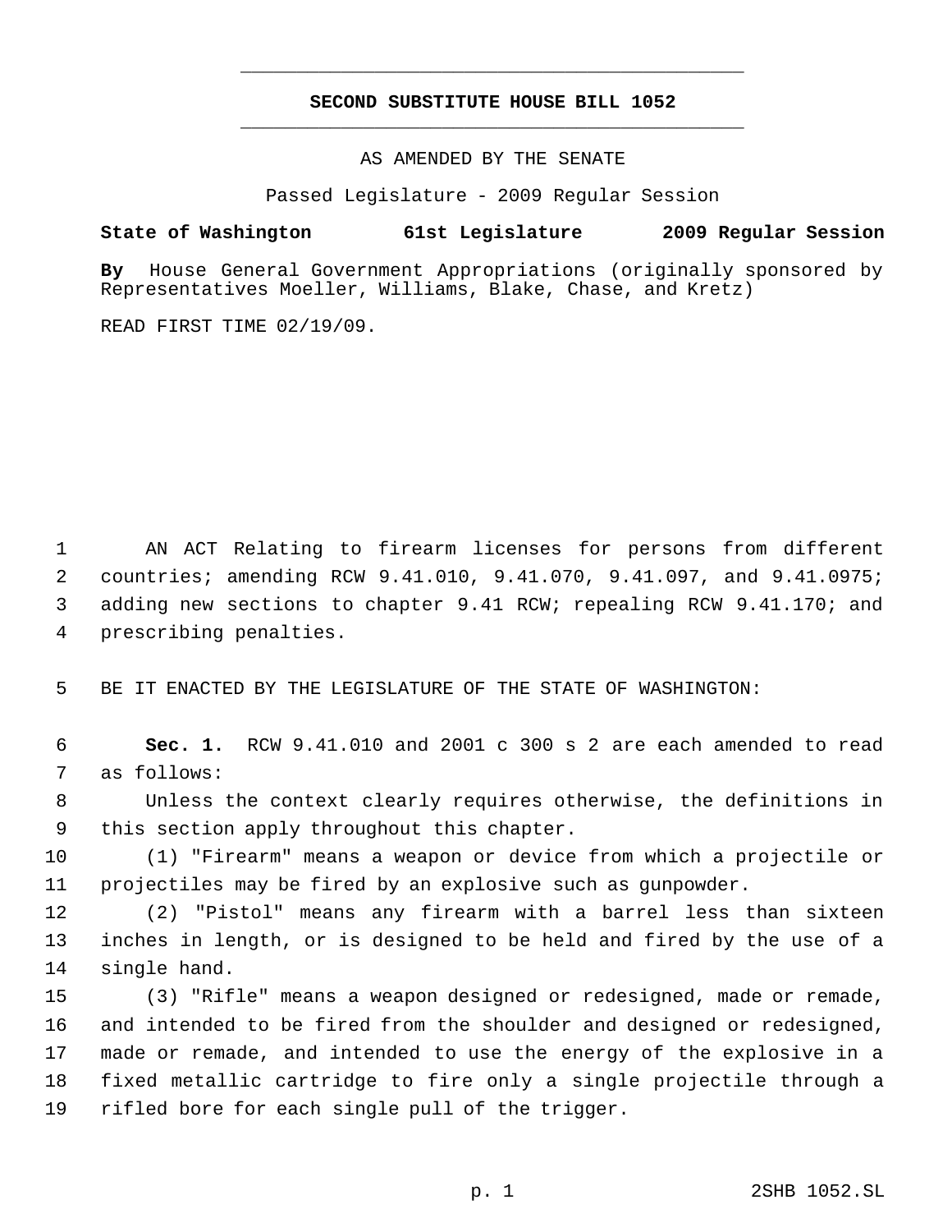# SECOND SUBSTITUTE HOUSE BILL 1052

AS AMENDED BY THE SENATE

Passed Legislature - 2009 Regular Session

**State of Washington 61st Legislature 2009 Regular Session**

**By** House General Government Appropriations (originally sponsored by Representatives Moeller, Williams, Blake, Chase, and Kretz)

READ FIRST TIME 02/19/09.

AN ACT Relating to firearm licenses for persons from different countries; amending RCW 9.41.010, 9.41.070, 9.41.097, and 9.41.0975; adding new sections to chapter 9.41 RCW; repealing RCW 9.41.170; and prescribing penalties.

BE IT ENACTED BY THE LEGISLATURE OF THE STATE OF WASHINGTON:

**Sec. 1.** RCW 9.41.010 and 2001 c 300 s 2 are each amended to read as follows:

Unless the context clearly requires otherwise, the definitions in this section apply throughout this chapter.

(1) "Firearm" means a weapon or device from which a projectile or projectiles may be fired by an explosive such as gunpowder.

(2) "Pistol" means any firearm with a barrel less than sixteen inches in length, or is designed to be held and fired by the use of a single hand.

(3) "Rifle" means a weapon designed or redesigned, made or remade, and intended to be fired from the shoulder and designed or redesigned, made or remade, and intended to use the energy of the explosive in a fixed metallic cartridge to fire only a single projectile through a rifled bore for each single pull of the trigger.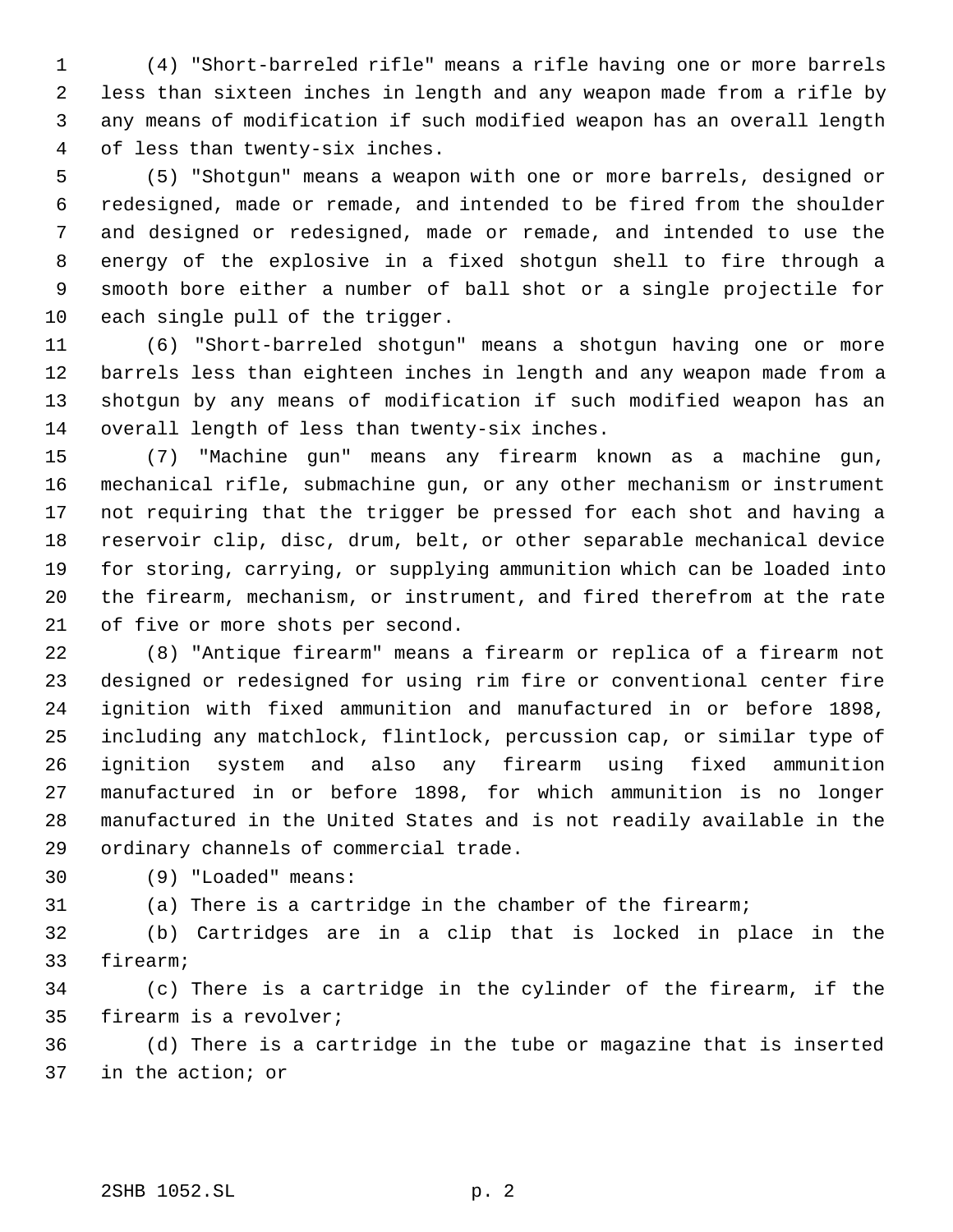(4) "Short-barreled rifle" means a rifle having one or more barrels less than sixteen inches in length and any weapon made from a rifle by any means of modification if such modified weapon has an overall length of less than twenty-six inches.

(5) "Shotgun" means a weapon with one or more barrels, designed or redesigned, made or remade, and intended to be fired from the shoulder and designed or redesigned, made or remade, and intended to use the energy of the explosive in a fixed shotgun shell to fire through a smooth bore either a number of ball shot or a single projectile for each single pull of the trigger.

(6) "Short-barreled shotgun" means a shotgun having one or more barrels less than eighteen inches in length and any weapon made from a shotgun by any means of modification if such modified weapon has an overall length of less than twenty-six inches.

(7) "Machine gun" means any firearm known as a machine gun, mechanical rifle, submachine gun, or any other mechanism or instrument not requiring that the trigger be pressed for each shot and having a reservoir clip, disc, drum, belt, or other separable mechanical device for storing, carrying, or supplying ammunition which can be loaded into the firearm, mechanism, or instrument, and fired therefrom at the rate of five or more shots per second.

(8) "Antique firearm" means a firearm or replica of a firearm not designed or redesigned for using rim fire or conventional center fire ignition with fixed ammunition and manufactured in or before 1898, including any matchlock, flintlock, percussion cap, or similar type of ignition system and also any firearm using fixed ammunition manufactured in or before 1898, for which ammunition is no longer manufactured in the United States and is not readily available in the ordinary channels of commercial trade.

(9) "Loaded" means:

(a) There is a cartridge in the chamber of the firearm;

(b) Cartridges are in a clip that is locked in place in the firearm;

(c) There is a cartridge in the cylinder of the firearm, if the firearm is a revolver;

(d) There is a cartridge in the tube or magazine that is inserted in the action; or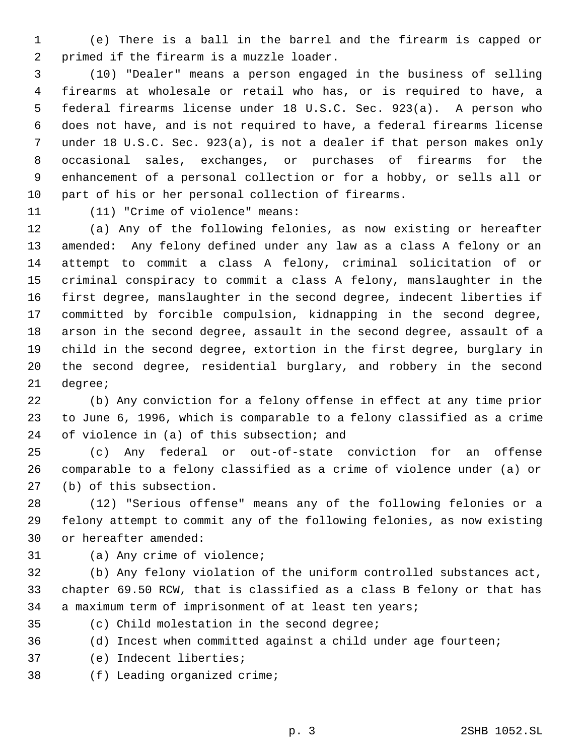(e) There is a ball in the barrel and the firearm is capped or primed if the firearm is a muzzle loader.

(10) "Dealer" means a person engaged in the business of selling firearms at wholesale or retail who has, or is required to have, a federal firearms license under 18 U.S.C. Sec. 923(a). A person who does not have, and is not required to have, a federal firearms license under 18 U.S.C. Sec. 923(a), is not a dealer if that person makes only occasional sales, exchanges, or purchases of firearms for the enhancement of a personal collection or for a hobby, or sells all or part of his or her personal collection of firearms.

(11) "Crime of violence" means:

(a) Any of the following felonies, as now existing or hereafter amended: Any felony defined under any law as a class A felony or an attempt to commit a class A felony, criminal solicitation of or criminal conspiracy to commit a class A felony, manslaughter in the first degree, manslaughter in the second degree, indecent liberties if committed by forcible compulsion, kidnapping in the second degree, arson in the second degree, assault in the second degree, assault of a child in the second degree, extortion in the first degree, burglary in the second degree, residential burglary, and robbery in the second degree;

(b) Any conviction for a felony offense in effect at any time prior to June 6, 1996, which is comparable to a felony classified as a crime of violence in (a) of this subsection; and

(c) Any federal or out-of-state conviction for an offense comparable to a felony classified as a crime of violence under (a) or (b) of this subsection.

(12) "Serious offense" means any of the following felonies or a felony attempt to commit any of the following felonies, as now existing or hereafter amended:

(a) Any crime of violence;

(b) Any felony violation of the uniform controlled substances act, chapter 69.50 RCW, that is classified as a class B felony or that has a maximum term of imprisonment of at least ten years;

(c) Child molestation in the second degree;

(d) Incest when committed against a child under age fourteen;

(e) Indecent liberties;

(f) Leading organized crime;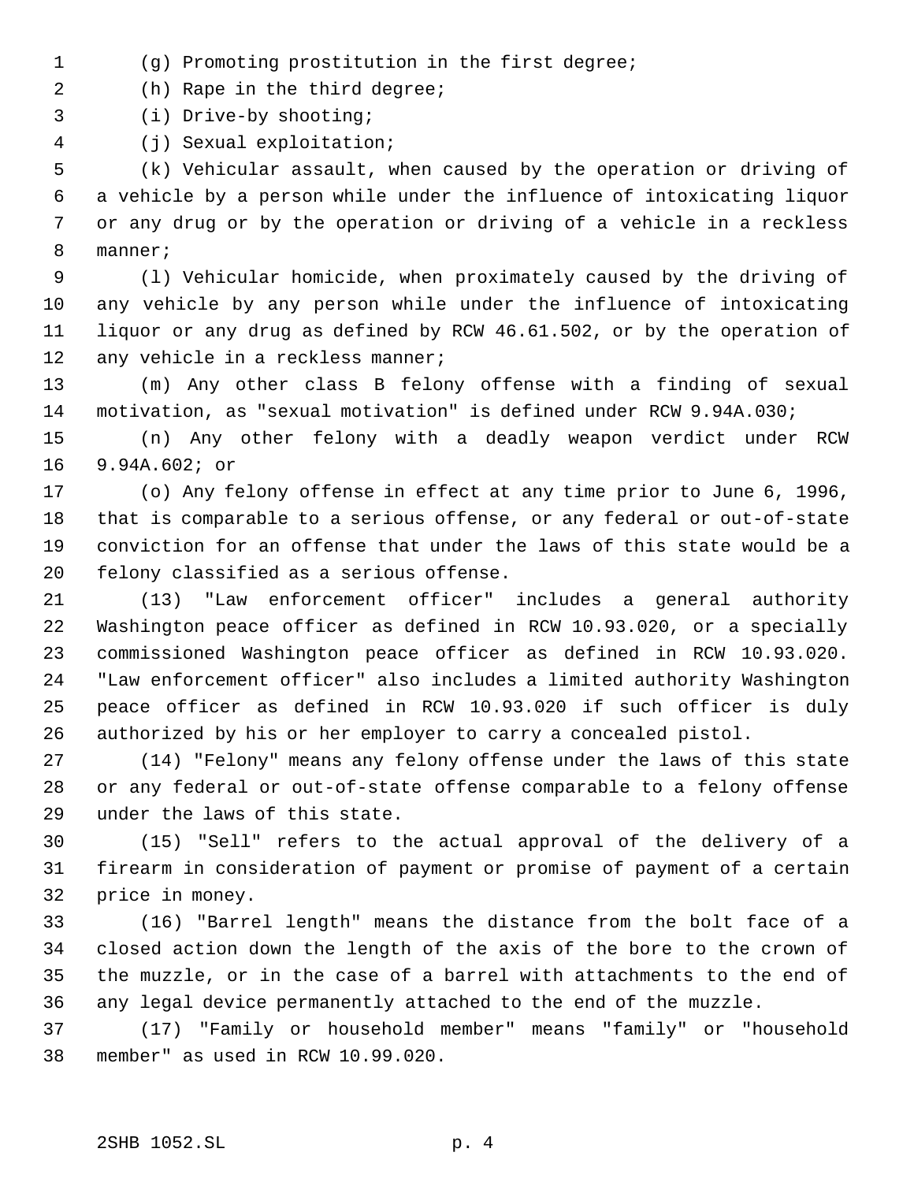(g) Promoting prostitution in the first degree;

(h) Rape in the third degree;

(i) Drive-by shooting;

(j) Sexual exploitation;

(k) Vehicular assault, when caused by the operation or driving of a vehicle by a person while under the influence of intoxicating liquor or any drug or by the operation or driving of a vehicle in a reckless manner;

(l) Vehicular homicide, when proximately caused by the driving of any vehicle by any person while under the influence of intoxicating liquor or any drug as defined by RCW 46.61.502, or by the operation of any vehicle in a reckless manner;

(m) Any other class B felony offense with a finding of sexual motivation, as "sexual motivation" is defined under RCW 9.94A.030;

(n) Any other felony with a deadly weapon verdict under RCW 9.94A.602; or

(o) Any felony offense in effect at any time prior to June 6, 1996, that is comparable to a serious offense, or any federal or out-of-state conviction for an offense that under the laws of this state would be a felony classified as a serious offense.

(13) "Law enforcement officer" includes a general authority Washington peace officer as defined in RCW 10.93.020, or a specially commissioned Washington peace officer as defined in RCW 10.93.020. "Law enforcement officer" also includes a limited authority Washington peace officer as defined in RCW 10.93.020 if such officer is duly authorized by his or her employer to carry a concealed pistol.

(14) "Felony" means any felony offense under the laws of this state or any federal or out-of-state offense comparable to a felony offense under the laws of this state.

(15) "Sell" refers to the actual approval of the delivery of a firearm in consideration of payment or promise of payment of a certain price in money.

(16) "Barrel length" means the distance from the bolt face of a closed action down the length of the axis of the bore to the crown of the muzzle, or in the case of a barrel with attachments to the end of any legal device permanently attached to the end of the muzzle.

(17) "Family or household member" means "family" or "household member" as used in RCW 10.99.020.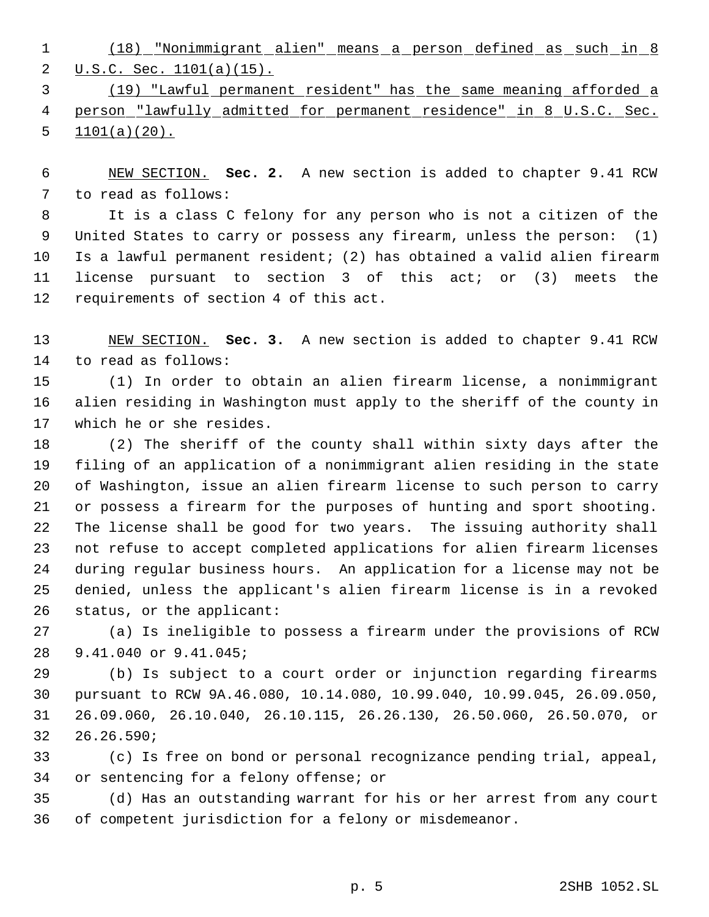(18) "Nonimmigrant alien" means a person defined as such in 8 U.S.C. Sec. 1101(a)(15).

(19) "Lawful permanent resident" has the same meaning afforded a person "lawfully admitted for permanent residence" in 8 U.S.C. Sec. 1101(a)(20).

NEW SECTION. **Sec. 2.** A new section is added to chapter 9.41 RCW to read as follows:

It is a class C felony for any person who is not a citizen of the United States to carry or possess any firearm, unless the person: (1) Is a lawful permanent resident; (2) has obtained a valid alien firearm license pursuant to section 3 of this act; or (3) meets the requirements of section 4 of this act.

NEW SECTION. **Sec. 3.** A new section is added to chapter 9.41 RCW to read as follows:

(1) In order to obtain an alien firearm license, a nonimmigrant alien residing in Washington must apply to the sheriff of the county in which he or she resides.

(2) The sheriff of the county shall within sixty days after the filing of an application of a nonimmigrant alien residing in the state of Washington, issue an alien firearm license to such person to carry or possess a firearm for the purposes of hunting and sport shooting. The license shall be good for two years. The issuing authority shall not refuse to accept completed applications for alien firearm licenses during regular business hours. An application for a license may not be denied, unless the applicant's alien firearm license is in a revoked status, or the applicant:

(a) Is ineligible to possess a firearm under the provisions of RCW 9.41.040 or 9.41.045;

(b) Is subject to a court order or injunction regarding firearms pursuant to RCW 9A.46.080, 10.14.080, 10.99.040, 10.99.045, 26.09.050, 26.09.060, 26.10.040, 26.10.115, 26.26.130, 26.50.060, 26.50.070, or 26.26.590;

(c) Is free on bond or personal recognizance pending trial, appeal, or sentencing for a felony offense; or

(d) Has an outstanding warrant for his or her arrest from any court of competent jurisdiction for a felony or misdemeanor.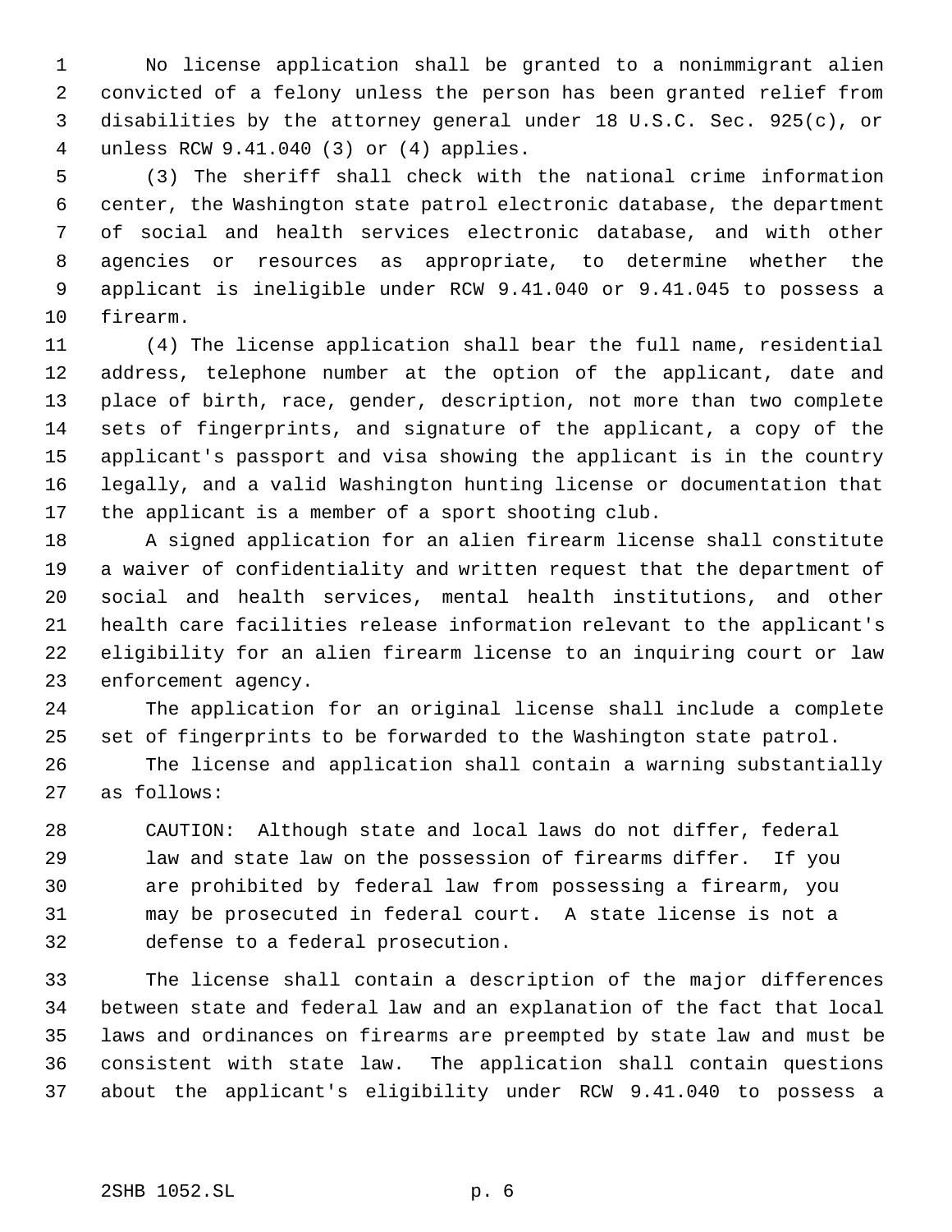No license application shall be granted to a nonimmigrant alien convicted of a felony unless the person has been granted relief from disabilities by the attorney general under 18 U.S.C. Sec. 925(c), or unless RCW 9.41.040 (3) or (4) applies.

(3) The sheriff shall check with the national crime information center, the Washington state patrol electronic database, the department of social and health services electronic database, and with other agencies or resources as appropriate, to determine whether the applicant is ineligible under RCW 9.41.040 or 9.41.045 to possess a firearm.

(4) The license application shall bear the full name, residential address, telephone number at the option of the applicant, date and place of birth, race, gender, description, not more than two complete sets of fingerprints, and signature of the applicant, a copy of the applicant's passport and visa showing the applicant is in the country legally, and a valid Washington hunting license or documentation that the applicant is a member of a sport shooting club.

A signed application for an alien firearm license shall constitute a waiver of confidentiality and written request that the department of social and health services, mental health institutions, and other health care facilities release information relevant to the applicant's eligibility for an alien firearm license to an inquiring court or law enforcement agency.

The application for an original license shall include a complete set of fingerprints to be forwarded to the Washington state patrol.

The license and application shall contain a warning substantially as follows:

> CAUTION: Although state and local laws do not differ, federal law and state law on the possession of firearms differ. If you are prohibited by federal law from possessing a firearm, you may be prosecuted in federal court. A state license is not a defense to a federal prosecution.

The license shall contain a description of the major differences between state and federal law and an explanation of the fact that local laws and ordinances on firearms are preempted by state law and must be consistent with state law. The application shall contain questions about the applicant's eligibility under RCW 9.41.040 to possess a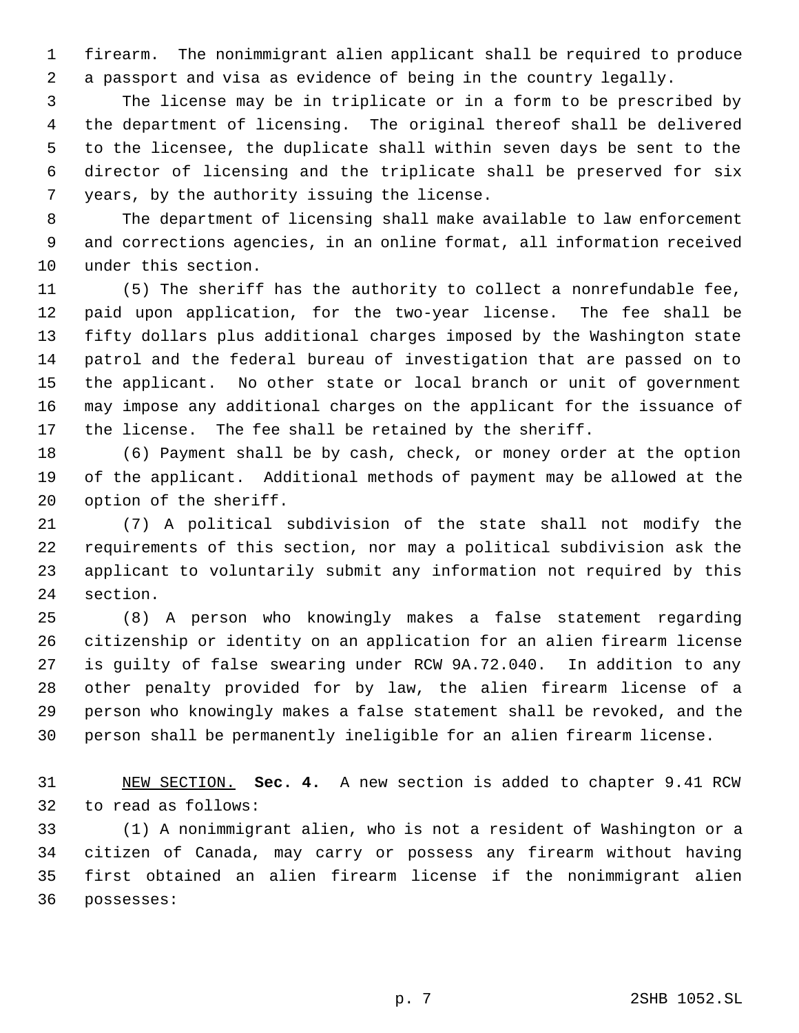firearm. The nonimmigrant alien applicant shall be required to produce a passport and visa as evidence of being in the country legally.

The license may be in triplicate or in a form to be prescribed by the department of licensing. The original thereof shall be delivered to the licensee, the duplicate shall within seven days be sent to the director of licensing and the triplicate shall be preserved for six years, by the authority issuing the license.

The department of licensing shall make available to law enforcement and corrections agencies, in an online format, all information received under this section.

(5) The sheriff has the authority to collect a nonrefundable fee, paid upon application, for the two-year license. The fee shall be fifty dollars plus additional charges imposed by the Washington state patrol and the federal bureau of investigation that are passed on to the applicant. No other state or local branch or unit of government may impose any additional charges on the applicant for the issuance of the license. The fee shall be retained by the sheriff.

(6) Payment shall be by cash, check, or money order at the option of the applicant. Additional methods of payment may be allowed at the option of the sheriff.

(7) A political subdivision of the state shall not modify the requirements of this section, nor may a political subdivision ask the applicant to voluntarily submit any information not required by this section.

(8) A person who knowingly makes a false statement regarding citizenship or identity on an application for an alien firearm license is guilty of false swearing under RCW 9A.72.040. In addition to any other penalty provided for by law, the alien firearm license of a person who knowingly makes a false statement shall be revoked, and the person shall be permanently ineligible for an alien firearm license.

NEW SECTION. **Sec. 4.** A new section is added to chapter 9.41 RCW to read as follows:

(1) A nonimmigrant alien, who is not a resident of Washington or a citizen of Canada, may carry or possess any firearm without having first obtained an alien firearm license if the nonimmigrant alien possesses: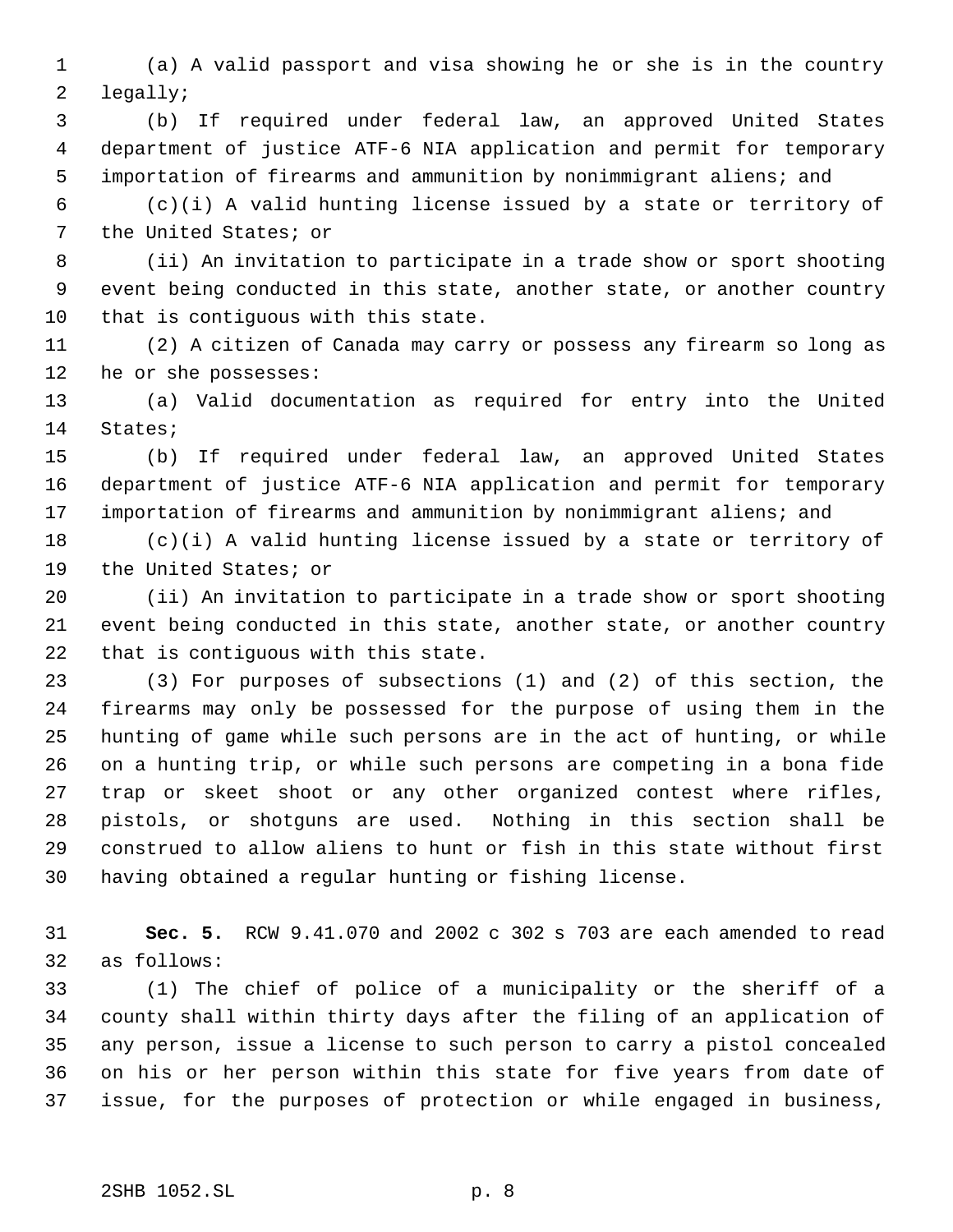(a) A valid passport and visa showing he or she is in the country legally;

(b) If required under federal law, an approved United States department of justice ATF-6 NIA application and permit for temporary importation of firearms and ammunition by nonimmigrant aliens; and

(c)(i) A valid hunting license issued by a state or territory of the United States; or

(ii) An invitation to participate in a trade show or sport shooting event being conducted in this state, another state, or another country that is contiguous with this state.

(2) A citizen of Canada may carry or possess any firearm so long as he or she possesses:

(a) Valid documentation as required for entry into the United States;

(b) If required under federal law, an approved United States department of justice ATF-6 NIA application and permit for temporary importation of firearms and ammunition by nonimmigrant aliens; and

(c)(i) A valid hunting license issued by a state or territory of the United States; or

(ii) An invitation to participate in a trade show or sport shooting event being conducted in this state, another state, or another country that is contiguous with this state.

(3) For purposes of subsections (1) and (2) of this section, the firearms may only be possessed for the purpose of using them in the hunting of game while such persons are in the act of hunting, or while on a hunting trip, or while such persons are competing in a bona fide trap or skeet shoot or any other organized contest where rifles, pistols, or shotguns are used. Nothing in this section shall be construed to allow aliens to hunt or fish in this state without first having obtained a regular hunting or fishing license.

**Sec. 5.** RCW 9.41.070 and 2002 c 302 s 703 are each amended to read as follows:

(1) The chief of police of a municipality or the sheriff of a county shall within thirty days after the filing of an application of any person, issue a license to such person to carry a pistol concealed on his or her person within this state for five years from date of issue, for the purposes of protection or while engaged in business,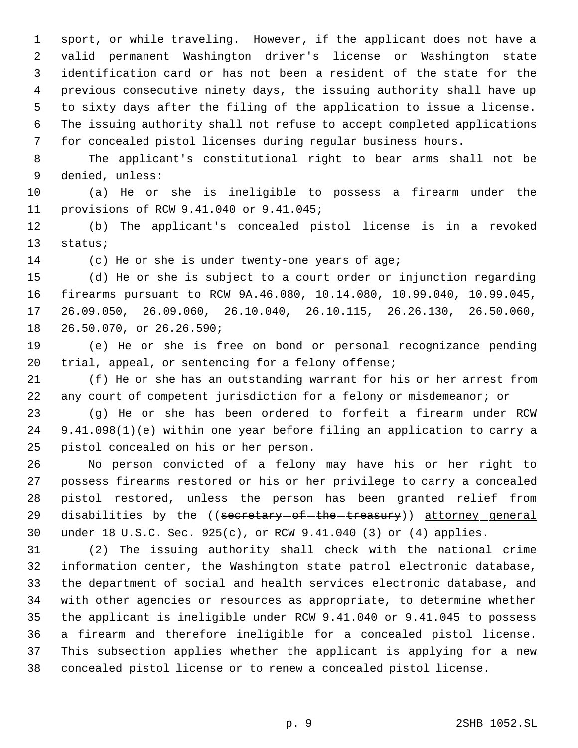sport, or while traveling. However, if the applicant does not have a valid permanent Washington driver's license or Washington state identification card or has not been a resident of the state for the previous consecutive ninety days, the issuing authority shall have up to sixty days after the filing of the application to issue a license. The issuing authority shall not refuse to accept completed applications for concealed pistol licenses during regular business hours.

The applicant's constitutional right to bear arms shall not be denied, unless:

(a) He or she is ineligible to possess a firearm under the provisions of RCW 9.41.040 or 9.41.045;

(b) The applicant's concealed pistol license is in a revoked status;

(c) He or she is under twenty-one years of age;

(d) He or she is subject to a court order or injunction regarding firearms pursuant to RCW 9A.46.080, 10.14.080, 10.99.040, 10.99.045, 26.09.050, 26.09.060, 26.10.040, 26.10.115, 26.26.130, 26.50.060, 26.50.070, or 26.26.590;

(e) He or she is free on bond or personal recognizance pending trial, appeal, or sentencing for a felony offense;

(f) He or she has an outstanding warrant for his or her arrest from any court of competent jurisdiction for a felony or misdemeanor; or

(g) He or she has been ordered to forfeit a firearm under RCW 9.41.098(1)(e) within one year before filing an application to carry a pistol concealed on his or her person.

No person convicted of a felony may have his or her right to possess firearms restored or his or her privilege to carry a concealed pistol restored, unless the person has been granted relief from disabilities by the ((~~secretary of the treasury~~)) <u>attorney general</u> under 18 U.S.C. Sec. 925(c), or RCW 9.41.040 (3) or (4) applies.

(2) The issuing authority shall check with the national crime information center, the Washington state patrol electronic database, the department of social and health services electronic database, and with other agencies or resources as appropriate, to determine whether the applicant is ineligible under RCW 9.41.040 or 9.41.045 to possess a firearm and therefore ineligible for a concealed pistol license. This subsection applies whether the applicant is applying for a new concealed pistol license or to renew a concealed pistol license.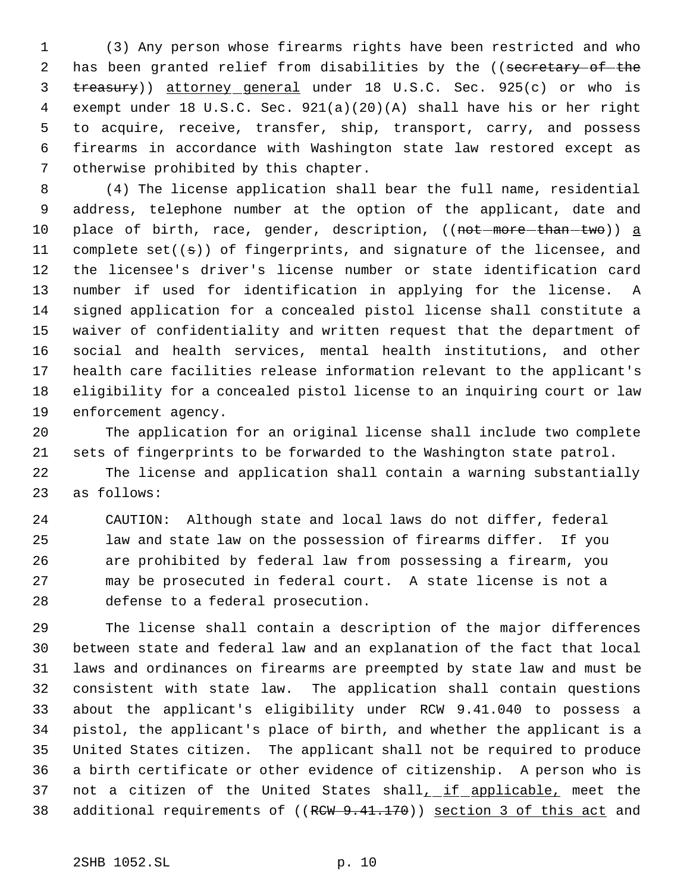(3) Any person whose firearms rights have been restricted and who has been granted relief from disabilities by the ((~~secretary of the treasury~~)) <u>attorney general</u> under 18 U.S.C. Sec. 925(c) or who is exempt under 18 U.S.C. Sec. 921(a)(20)(A) shall have his or her right to acquire, receive, transfer, ship, transport, carry, and possess firearms in accordance with Washington state law restored except as otherwise prohibited by this chapter.

(4) The license application shall bear the full name, residential address, telephone number at the option of the applicant, date and place of birth, race, gender, description, ((~~not more than two~~)) <u>a</u> complete set((~~s~~)) of fingerprints, and signature of the licensee, and the licensee's driver's license number or state identification card number if used for identification in applying for the license. A signed application for a concealed pistol license shall constitute a waiver of confidentiality and written request that the department of social and health services, mental health institutions, and other health care facilities release information relevant to the applicant's eligibility for a concealed pistol license to an inquiring court or law enforcement agency.

The application for an original license shall include two complete sets of fingerprints to be forwarded to the Washington state patrol.

The license and application shall contain a warning substantially as follows:

> CAUTION: Although state and local laws do not differ, federal law and state law on the possession of firearms differ. If you are prohibited by federal law from possessing a firearm, you may be prosecuted in federal court. A state license is not a defense to a federal prosecution.

The license shall contain a description of the major differences between state and federal law and an explanation of the fact that local laws and ordinances on firearms are preempted by state law and must be consistent with state law. The application shall contain questions about the applicant's eligibility under RCW 9.41.040 to possess a pistol, the applicant's place of birth, and whether the applicant is a United States citizen. The applicant shall not be required to produce a birth certificate or other evidence of citizenship. A person who is not a citizen of the United States shall<u>, if applicable,</u> meet the additional requirements of ((~~RCW 9.41.170~~)) <u>section 3 of this act</u> and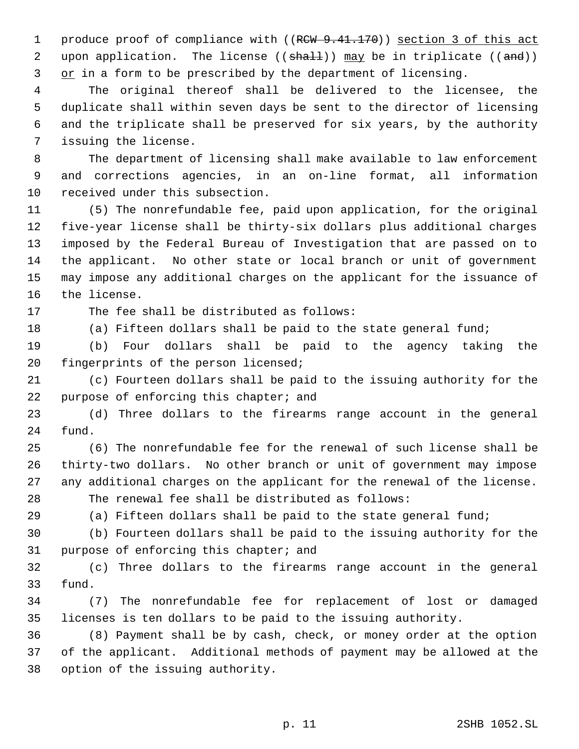produce proof of compliance with ((~~RCW 9.41.170~~)) <u>section 3 of this act</u> upon application. The license ((~~shall~~)) <u>may</u> be in triplicate ((~~and~~)) <u>or</u> in a form to be prescribed by the department of licensing.

The original thereof shall be delivered to the licensee, the duplicate shall within seven days be sent to the director of licensing and the triplicate shall be preserved for six years, by the authority issuing the license.

The department of licensing shall make available to law enforcement and corrections agencies, in an on-line format, all information received under this subsection.

(5) The nonrefundable fee, paid upon application, for the original five-year license shall be thirty-six dollars plus additional charges imposed by the Federal Bureau of Investigation that are passed on to the applicant. No other state or local branch or unit of government may impose any additional charges on the applicant for the issuance of the license.

The fee shall be distributed as follows:

(a) Fifteen dollars shall be paid to the state general fund;

(b) Four dollars shall be paid to the agency taking the fingerprints of the person licensed;

(c) Fourteen dollars shall be paid to the issuing authority for the purpose of enforcing this chapter; and

(d) Three dollars to the firearms range account in the general fund.

(6) The nonrefundable fee for the renewal of such license shall be thirty-two dollars. No other branch or unit of government may impose any additional charges on the applicant for the renewal of the license.

The renewal fee shall be distributed as follows:

(a) Fifteen dollars shall be paid to the state general fund;

(b) Fourteen dollars shall be paid to the issuing authority for the purpose of enforcing this chapter; and

(c) Three dollars to the firearms range account in the general fund.

(7) The nonrefundable fee for replacement of lost or damaged licenses is ten dollars to be paid to the issuing authority.

(8) Payment shall be by cash, check, or money order at the option of the applicant. Additional methods of payment may be allowed at the option of the issuing authority.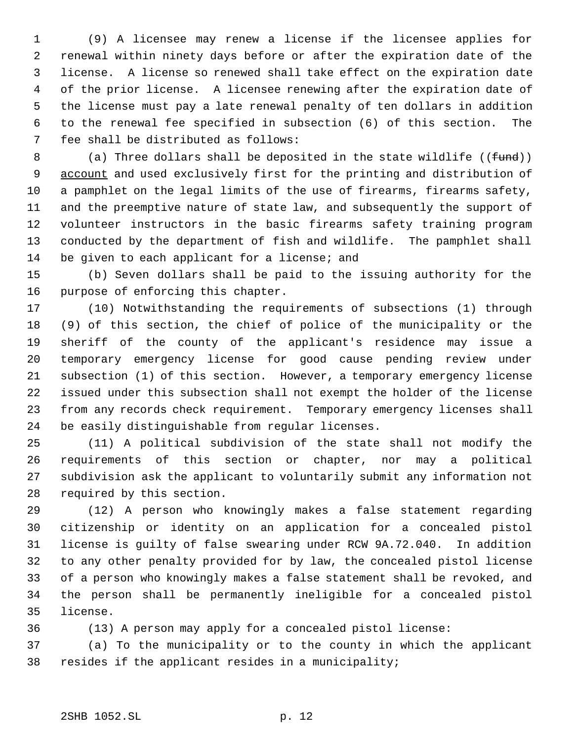(9) A licensee may renew a license if the licensee applies for renewal within ninety days before or after the expiration date of the license. A license so renewed shall take effect on the expiration date of the prior license. A licensee renewing after the expiration date of the license must pay a late renewal penalty of ten dollars in addition to the renewal fee specified in subsection (6) of this section. The fee shall be distributed as follows:

(a) Three dollars shall be deposited in the state wildlife ((~~fund~~)) account and used exclusively first for the printing and distribution of a pamphlet on the legal limits of the use of firearms, firearms safety, and the preemptive nature of state law, and subsequently the support of volunteer instructors in the basic firearms safety training program conducted by the department of fish and wildlife. The pamphlet shall be given to each applicant for a license; and

(b) Seven dollars shall be paid to the issuing authority for the purpose of enforcing this chapter.

(10) Notwithstanding the requirements of subsections (1) through (9) of this section, the chief of police of the municipality or the sheriff of the county of the applicant's residence may issue a temporary emergency license for good cause pending review under subsection (1) of this section. However, a temporary emergency license issued under this subsection shall not exempt the holder of the license from any records check requirement. Temporary emergency licenses shall be easily distinguishable from regular licenses.

(11) A political subdivision of the state shall not modify the requirements of this section or chapter, nor may a political subdivision ask the applicant to voluntarily submit any information not required by this section.

(12) A person who knowingly makes a false statement regarding citizenship or identity on an application for a concealed pistol license is guilty of false swearing under RCW 9A.72.040. In addition to any other penalty provided for by law, the concealed pistol license of a person who knowingly makes a false statement shall be revoked, and the person shall be permanently ineligible for a concealed pistol license.

(13) A person may apply for a concealed pistol license:

(a) To the municipality or to the county in which the applicant resides if the applicant resides in a municipality;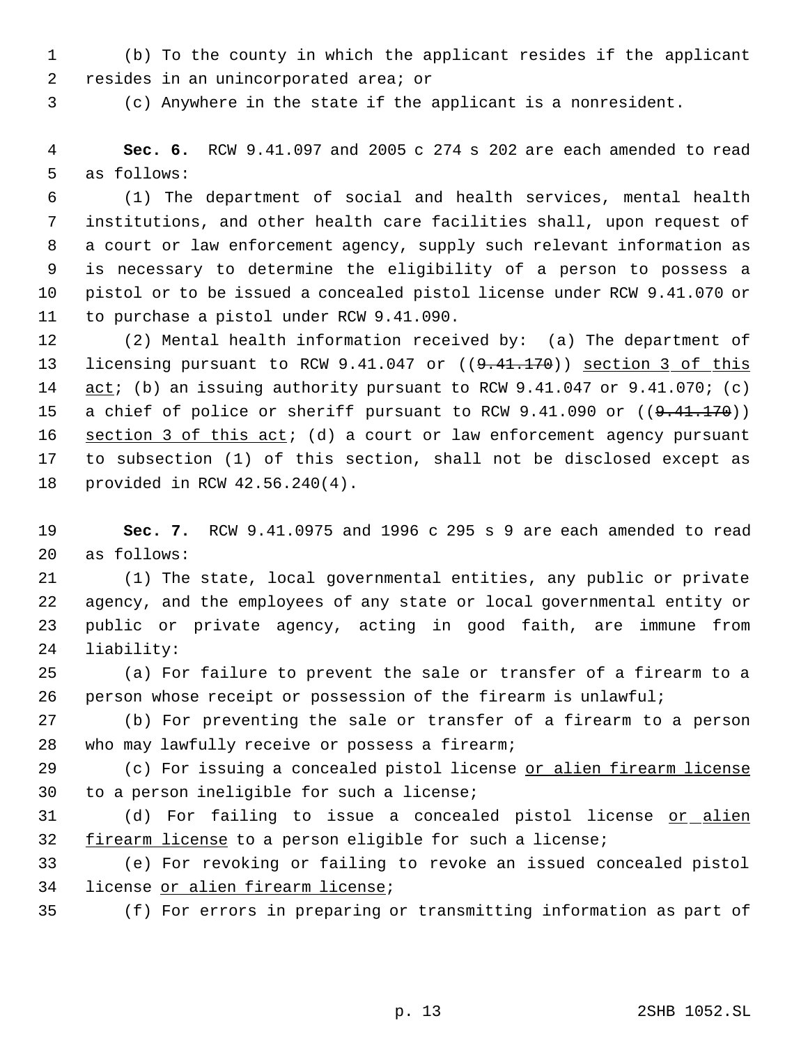(b) To the county in which the applicant resides if the applicant resides in an unincorporated area; or

(c) Anywhere in the state if the applicant is a nonresident.

**Sec. 6.** RCW 9.41.097 and 2005 c 274 s 202 are each amended to read as follows:

(1) The department of social and health services, mental health institutions, and other health care facilities shall, upon request of a court or law enforcement agency, supply such relevant information as is necessary to determine the eligibility of a person to possess a pistol or to be issued a concealed pistol license under RCW 9.41.070 or to purchase a pistol under RCW 9.41.090.

(2) Mental health information received by: (a) The department of licensing pursuant to RCW 9.41.047 or ((~~9.41.170~~)) section 3 of this act; (b) an issuing authority pursuant to RCW 9.41.047 or 9.41.070; (c) a chief of police or sheriff pursuant to RCW 9.41.090 or ((~~9.41.170~~)) section 3 of this act; (d) a court or law enforcement agency pursuant to subsection (1) of this section, shall not be disclosed except as provided in RCW 42.56.240(4).

**Sec. 7.** RCW 9.41.0975 and 1996 c 295 s 9 are each amended to read as follows:

(1) The state, local governmental entities, any public or private agency, and the employees of any state or local governmental entity or public or private agency, acting in good faith, are immune from liability:

(a) For failure to prevent the sale or transfer of a firearm to a person whose receipt or possession of the firearm is unlawful;

(b) For preventing the sale or transfer of a firearm to a person who may lawfully receive or possess a firearm;

(c) For issuing a concealed pistol license or alien firearm license to a person ineligible for such a license;

(d) For failing to issue a concealed pistol license or alien firearm license to a person eligible for such a license;

(e) For revoking or failing to revoke an issued concealed pistol license or alien firearm license;

(f) For errors in preparing or transmitting information as part of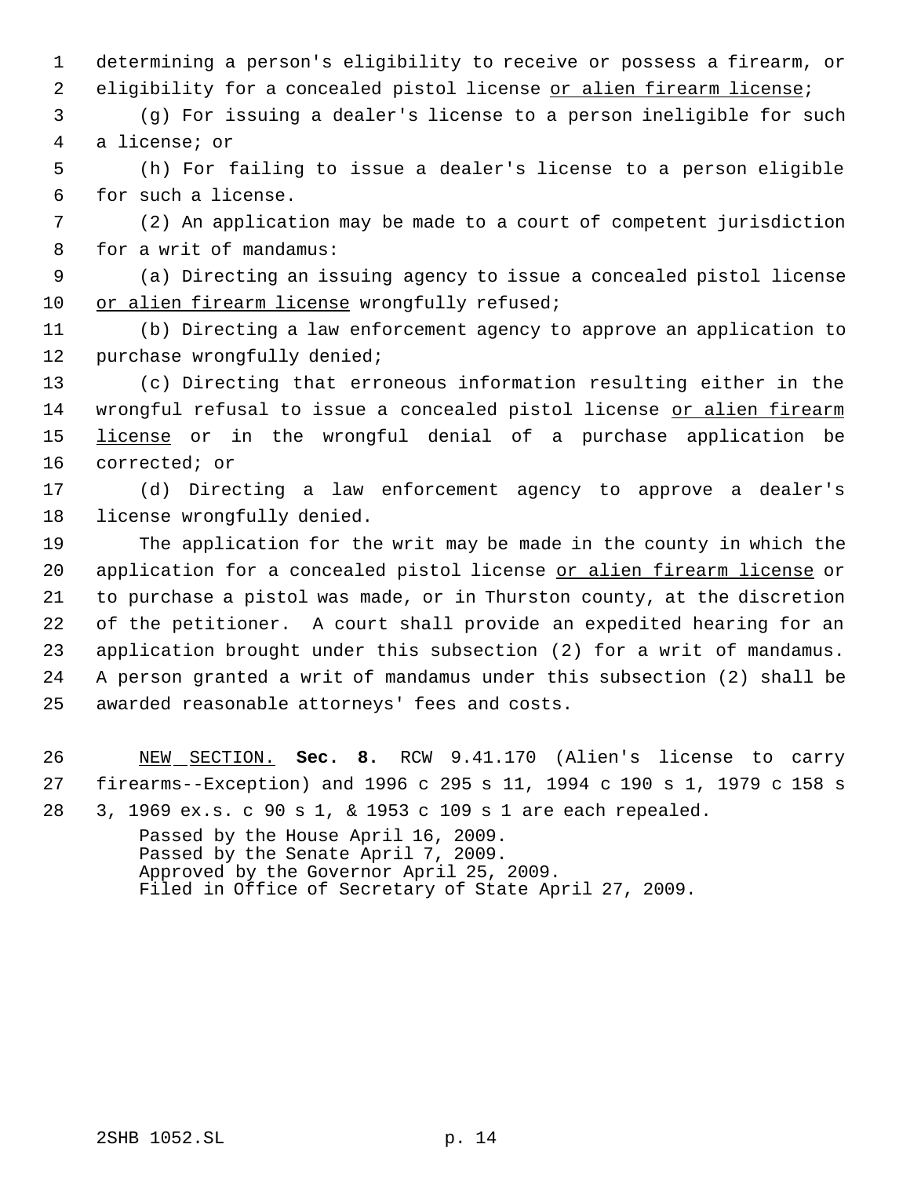determining a person's eligibility to receive or possess a firearm, or eligibility for a concealed pistol license <u>or alien firearm license</u>;

(g) For issuing a dealer's license to a person ineligible for such a license; or

(h) For failing to issue a dealer's license to a person eligible for such a license.

(2) An application may be made to a court of competent jurisdiction for a writ of mandamus:

(a) Directing an issuing agency to issue a concealed pistol license <u>or alien firearm license</u> wrongfully refused;

(b) Directing a law enforcement agency to approve an application to purchase wrongfully denied;

(c) Directing that erroneous information resulting either in the wrongful refusal to issue a concealed pistol license <u>or alien firearm license</u> or in the wrongful denial of a purchase application be corrected; or

(d) Directing a law enforcement agency to approve a dealer's license wrongfully denied.

The application for the writ may be made in the county in which the application for a concealed pistol license <u>or alien firearm license</u> or to purchase a pistol was made, or in Thurston county, at the discretion of the petitioner. A court shall provide an expedited hearing for an application brought under this subsection (2) for a writ of mandamus. A person granted a writ of mandamus under this subsection (2) shall be awarded reasonable attorneys' fees and costs.

<u>NEW SECTION.</u> **Sec. 8.** RCW 9.41.170 (Alien's license to carry firearms--Exception) and 1996 c 295 s 11, 1994 c 190 s 1, 1979 c 158 s 3, 1969 ex.s. c 90 s 1, & 1953 c 109 s 1 are each repealed.

Passed by the House April 16, 2009.
Passed by the Senate April 7, 2009.
Approved by the Governor April 25, 2009.
Filed in Office of Secretary of State April 27, 2009.